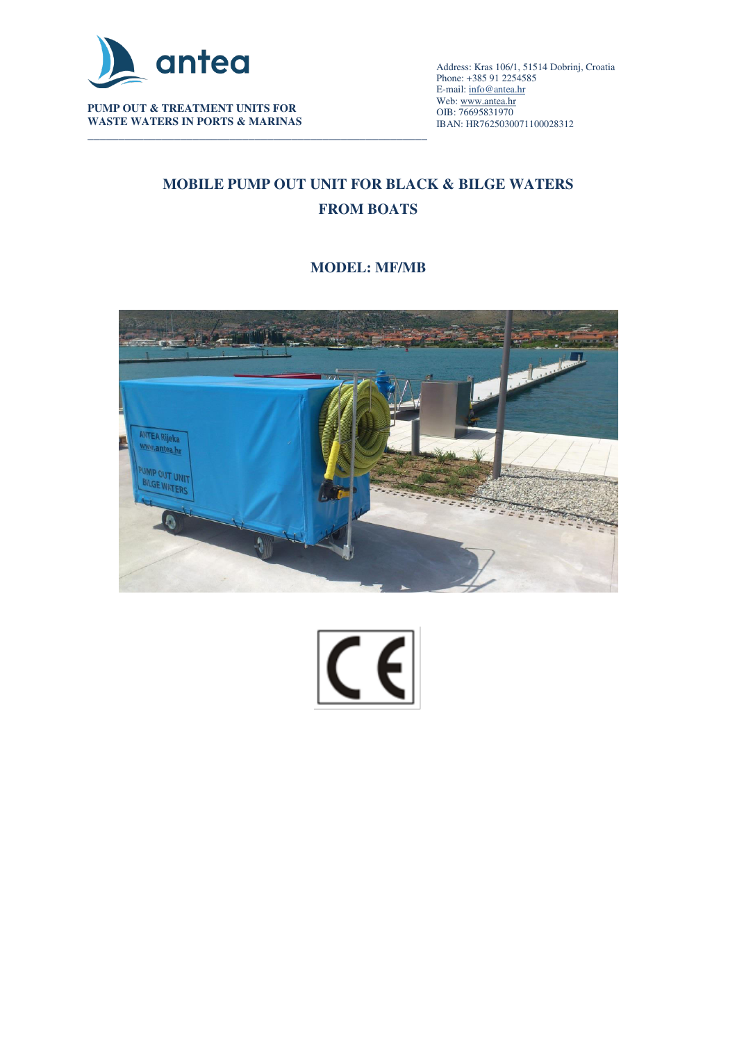antea

**PUMP OUT & TREATMENT UNITS FOR WASTE WATERS IN PORTS & MARINAS**

Address: Kras 106/1, 51514 Dobrinj, Croatia
Phone: +385 91 2254585
E-mail: info@antea.hr
Web: www.antea.hr
OIB: 76695831970
IBAN: HR7625030071100028312

# MOBILE PUMP OUT UNIT FOR BLACK & BILGE WATERS FROM BOATS

## MODEL: MF/MB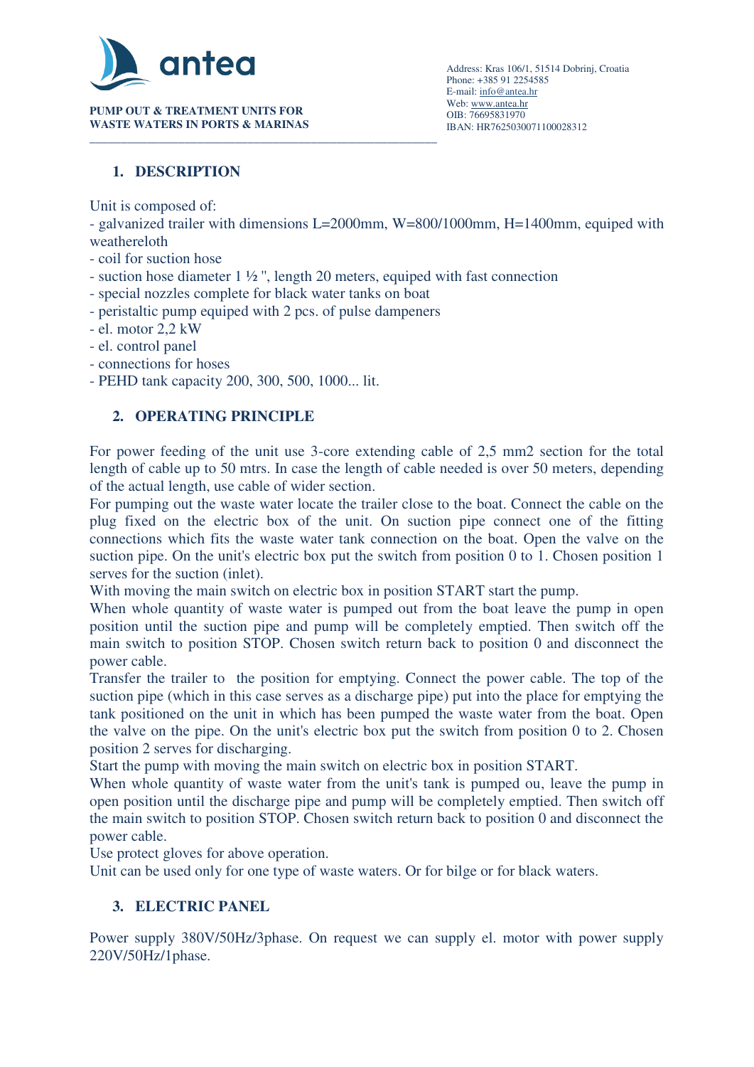## 1. DESCRIPTION

Unit is composed of:

- galvanized trailer with dimensions L=2000mm, W=800/1000mm, H=1400mm, equiped with weathereloth
- coil for suction hose
- suction hose diameter 1 ½ ", length 20 meters, equiped with fast connection
- special nozzles complete for black water tanks on boat
- peristaltic pump equiped with 2 pcs. of pulse dampeners
- el. motor 2,2 kW
- el. control panel
- connections for hoses
- PEHD tank capacity 200, 300, 500, 1000... lit.

## 2. OPERATING PRINCIPLE

For power feeding of the unit use 3-core extending cable of 2,5 mm2 section for the total length of cable up to 50 mtrs. In case the length of cable needed is over 50 meters, depending of the actual length, use cable of wider section.

For pumping out the waste water locate the trailer close to the boat. Connect the cable on the plug fixed on the electric box of the unit. On suction pipe connect one of the fitting connections which fits the waste water tank connection on the boat. Open the valve on the suction pipe. On the unit's electric box put the switch from position 0 to 1. Chosen position 1 serves for the suction (inlet).

With moving the main switch on electric box in position START start the pump.

When whole quantity of waste water is pumped out from the boat leave the pump in open position until the suction pipe and pump will be completely emptied. Then switch off the main switch to position STOP. Chosen switch return back to position 0 and disconnect the power cable.

Transfer the trailer to the position for emptying. Connect the power cable. The top of the suction pipe (which in this case serves as a discharge pipe) put into the place for emptying the tank positioned on the unit in which has been pumped the waste water from the boat. Open the valve on the pipe. On the unit's electric box put the switch from position 0 to 2. Chosen position 2 serves for discharging.

Start the pump with moving the main switch on electric box in position START.

When whole quantity of waste water from the unit's tank is pumped ou, leave the pump in open position until the discharge pipe and pump will be completely emptied. Then switch off the main switch to position STOP. Chosen switch return back to position 0 and disconnect the power cable.

Use protect gloves for above operation.

Unit can be used only for one type of waste waters. Or for bilge or for black waters.

## 3. ELECTRIC PANEL

Power supply 380V/50Hz/3phase. On request we can supply el. motor with power supply 220V/50Hz/1phase.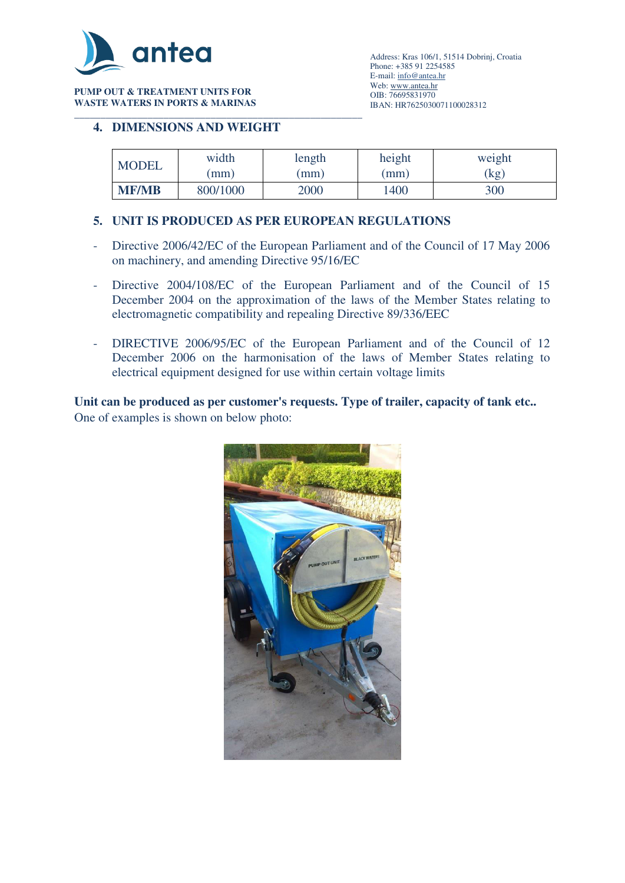## 4. DIMENSIONS AND WEIGHT

| MODEL | width (mm) | length (mm) | height (mm) | weight (kg) |
|---|---|---|---|---|
| **MF/MB** | 800/1000 | 2000 | 1400 | 300 |

## 5. UNIT IS PRODUCED AS PER EUROPEAN REGULATIONS

- Directive 2006/42/EC of the European Parliament and of the Council of 17 May 2006 on machinery, and amending Directive 95/16/EC
- Directive 2004/108/EC of the European Parliament and of the Council of 15 December 2004 on the approximation of the laws of the Member States relating to electromagnetic compatibility and repealing Directive 89/336/EEC
- DIRECTIVE 2006/95/EC of the European Parliament and of the Council of 12 December 2006 on the harmonisation of the laws of Member States relating to electrical equipment designed for use within certain voltage limits

**Unit can be produced as per customer's requests. Type of trailer, capacity of tank etc..**
One of examples is shown on below photo: